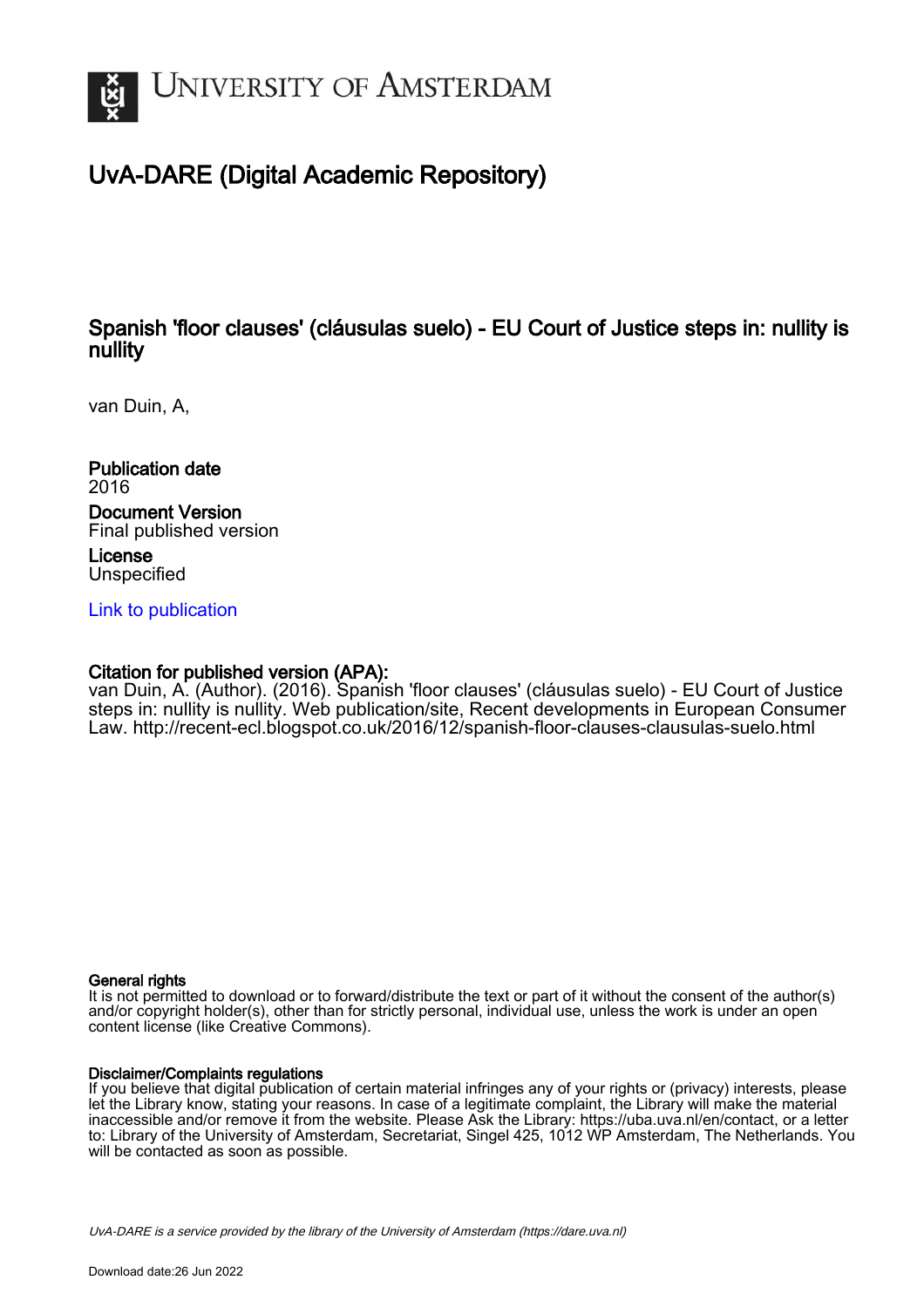# University of Amsterdam

## UvA-DARE (Digital Academic Repository)

### Spanish 'floor clauses' (cláusulas suelo) - EU Court of Justice steps in: nullity is nullity

van Duin, A,

**Publication date**
2016

**Document Version**
Final published version

**License**
Unspecified

Link to publication

**Citation for published version (APA):**
van Duin, A. (Author). (2016). Spanish 'floor clauses' (cláusulas suelo) - EU Court of Justice steps in: nullity is nullity. Web publication/site, Recent developments in European Consumer Law. http://recent-ecl.blogspot.co.uk/2016/12/spanish-floor-clauses-clausulas-suelo.html

**General rights**
It is not permitted to download or to forward/distribute the text or part of it without the consent of the author(s) and/or copyright holder(s), other than for strictly personal, individual use, unless the work is under an open content license (like Creative Commons).

**Disclaimer/Complaints regulations**
If you believe that digital publication of certain material infringes any of your rights or (privacy) interests, please let the Library know, stating your reasons. In case of a legitimate complaint, the Library will make the material inaccessible and/or remove it from the website. Please Ask the Library: https://uba.uva.nl/en/contact, or a letter to: Library of the University of Amsterdam, Secretariat, Singel 425, 1012 WP Amsterdam, The Netherlands. You will be contacted as soon as possible.

*UvA-DARE is a service provided by the library of the University of Amsterdam (https://dare.uva.nl)*

Download date:26 Jun 2022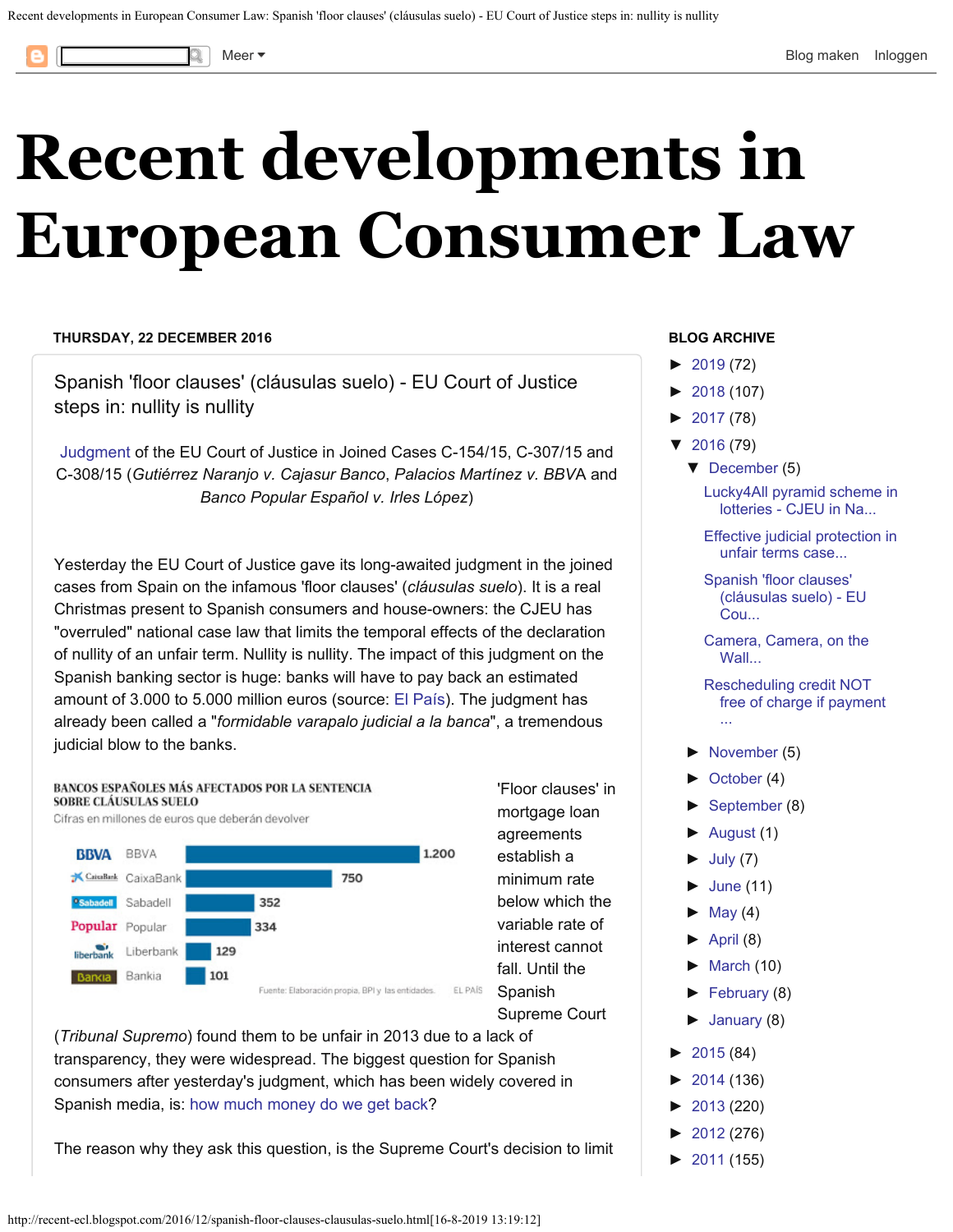# Recent developments in European Consumer Law

Meer ▾ Blog maken Inloggen

**THURSDAY, 22 DECEMBER 2016**

## Spanish 'floor clauses' (cláusulas suelo) - EU Court of Justice steps in: nullity is nullity

Judgment of the EU Court of Justice in Joined Cases C-154/15, C-307/15 and C-308/15 (*Gutiérrez Naranjo v. Cajasur Banco*, *Palacios Martínez v. BBVA* and *Banco Popular Español v. Irles López*)

Yesterday the EU Court of Justice gave its long-awaited judgment in the joined cases from Spain on the infamous 'floor clauses' (*cláusulas suelo*). It is a real Christmas present to Spanish consumers and house-owners: the CJEU has "overruled" national case law that limits the temporal effects of the declaration of nullity of an unfair term. Nullity is nullity. The impact of this judgment on the Spanish banking sector is huge: banks will have to pay back an estimated amount of 3.000 to 5.000 million euros (source: El País). The judgment has already been called a "*formidable varapalo judicial a la banca*", a tremendous judicial blow to the banks.

**BANCOS ESPAÑOLES MÁS AFECTADOS POR LA SENTENCIA SOBRE CLÁUSULAS SUELO**
Cifras en millones de euros que deberán devolver

| Banco | Millones de euros |
|---|---|
| BBVA | 1.200 |
| CaixaBank | 750 |
| Sabadell | 352 |
| Popular | 334 |
| Liberbank | 129 |
| Bankia | 101 |

Fuente: Elaboración propia. BPI y las entidades. EL PAÍS

'Floor clauses' in mortgage loan agreements establish a minimum rate below which the variable rate of interest cannot fall. Until the Spanish Supreme Court (*Tribunal Supremo*) found them to be unfair in 2013 due to a lack of transparency, they were widespread. The biggest question for Spanish consumers after yesterday's judgment, which has been widely covered in Spanish media, is: how much money do we get back?

The reason why they ask this question, is the Supreme Court's decision to limit

**BLOG ARCHIVE**

- ► 2019 (72)
- ► 2018 (107)
- ► 2017 (78)
- ▼ 2016 (79)
  - ▼ December (5)
    - Lucky4All pyramid scheme in lotteries - CJEU in Na...
    - Effective judicial protection in unfair terms case...
    - Spanish 'floor clauses' (cláusulas suelo) - EU Cou...
    - Camera, Camera, on the Wall...
    - Rescheduling credit NOT free of charge if payment ...
  - ► November (5)
  - ► October (4)
  - ► September (8)
  - ► August (1)
  - ► July (7)
  - ► June (11)
  - ► May (4)
  - ► April (8)
  - ► March (10)
  - ► February (8)
  - ► January (8)
- ► 2015 (84)
- ► 2014 (136)
- ► 2013 (220)
- ► 2012 (276)
- ► 2011 (155)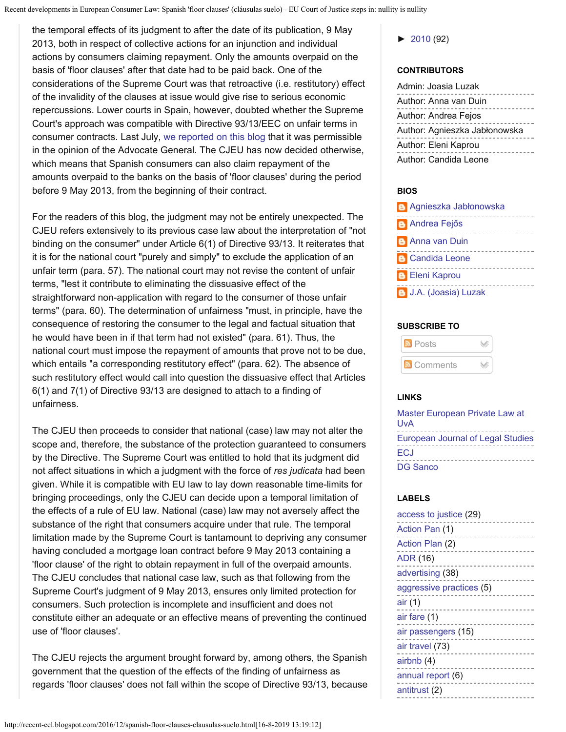the temporal effects of its judgment to after the date of its publication, 9 May 2013, both in respect of collective actions for an injunction and individual actions by consumers claiming repayment. Only the amounts overpaid on the basis of 'floor clauses' after that date had to be paid back. One of the considerations of the Supreme Court was that retroactive (i.e. restitutory) effect of the invalidity of the clauses at issue would give rise to serious economic repercussions. Lower courts in Spain, however, doubted whether the Supreme Court's approach was compatible with Directive 93/13/EEC on unfair terms in consumer contracts. Last July, we reported on this blog that it was permissible in the opinion of the Advocate General. The CJEU has now decided otherwise, which means that Spanish consumers can also claim repayment of the amounts overpaid to the banks on the basis of 'floor clauses' during the period before 9 May 2013, from the beginning of their contract.

For the readers of this blog, the judgment may not be entirely unexpected. The CJEU refers extensively to its previous case law about the interpretation of "not binding on the consumer" under Article 6(1) of Directive 93/13. It reiterates that it is for the national court "purely and simply" to exclude the application of an unfair term (para. 57). The national court may not revise the content of unfair terms, "lest it contribute to eliminating the dissuasive effect of the straightforward non-application with regard to the consumer of those unfair terms" (para. 60). The determination of unfairness "must, in principle, have the consequence of restoring the consumer to the legal and factual situation that he would have been in if that term had not existed" (para. 61). Thus, the national court must impose the repayment of amounts that prove not to be due, which entails "a corresponding restitutory effect" (para. 62). The absence of such restitutory effect would call into question the dissuasive effect that Articles 6(1) and 7(1) of Directive 93/13 are designed to attach to a finding of unfairness.

The CJEU then proceeds to consider that national (case) law may not alter the scope and, therefore, the substance of the protection guaranteed to consumers by the Directive. The Supreme Court was entitled to hold that its judgment did not affect situations in which a judgment with the force of *res judicata* had been given. While it is compatible with EU law to lay down reasonable time-limits for bringing proceedings, only the CJEU can decide upon a temporal limitation of the effects of a rule of EU law. National (case) law may not aversely affect the substance of the right that consumers acquire under that rule. The temporal limitation made by the Supreme Court is tantamount to depriving any consumer having concluded a mortgage loan contract before 9 May 2013 containing a 'floor clause' of the right to obtain repayment in full of the overpaid amounts. The CJEU concludes that national case law, such as that following from the Supreme Court's judgment of 9 May 2013, ensures only limited protection for consumers. Such protection is incomplete and insufficient and does not constitute either an adequate or an effective means of preventing the continued use of 'floor clauses'.

The CJEU rejects the argument brought forward by, among others, the Spanish government that the question of the effects of the finding of unfairness as regards 'floor clauses' does not fall within the scope of Directive 93/13, because

► 2010 (92)

**CONTRIBUTORS**

Admin: Joasia Luzak
Author: Anna van Duin
Author: Andrea Fejos
Author: Agnieszka Jabłonowska
Author: Eleni Kaprou
Author: Candida Leone

**BIOS**

- Agnieszka Jabłonowska
- Andrea Fejős
- Anna van Duin
- Candida Leone
- Eleni Kaprou
- J.A. (Joasia) Luzak

**SUBSCRIBE TO**

Posts
Comments

**LINKS**

- Master European Private Law at UvA
- European Journal of Legal Studies
- ECJ
- DG Sanco

**LABELS**

- access to justice (29)
- Action Pan (1)
- Action Plan (2)
- ADR (16)
- advertising (38)
- aggressive practices (5)
- air (1)
- air fare (1)
- air passengers (15)
- air travel (73)
- airbnb (4)
- annual report (6)
- antitrust (2)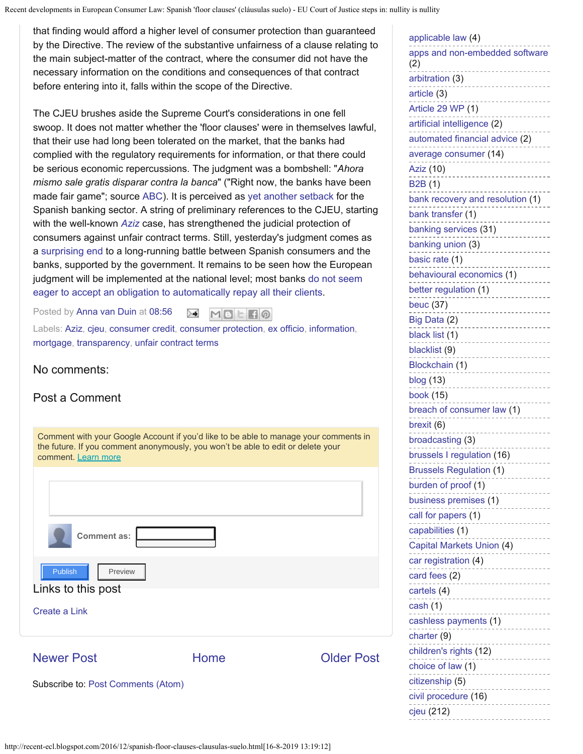that finding would afford a higher level of consumer protection than guaranteed by the Directive. The review of the substantive unfairness of a clause relating to the main subject-matter of the contract, where the consumer did not have the necessary information on the conditions and consequences of that contract before entering into it, falls within the scope of the Directive.

The CJEU brushes aside the Supreme Court's considerations in one fell swoop. It does not matter whether the 'floor clauses' were in themselves lawful, that their use had long been tolerated on the market, that the banks had complied with the regulatory requirements for information, or that there could be serious economic repercussions. The judgment was a bombshell: "*Ahora mismo sale gratis disparar contra la banca*" ("Right now, the banks have been made fair game"; source ABC). It is perceived as yet another setback for the Spanish banking sector. A string of preliminary references to the CJEU, starting with the well-known *Aziz* case, has strengthened the judicial protection of consumers against unfair contract terms. Still, yesterday's judgment comes as a surprising end to a long-running battle between Spanish consumers and the banks, supported by the government. It remains to be seen how the European judgment will be implemented at the national level; most banks do not seem eager to accept an obligation to automatically repay all their clients.

Posted by Anna van Duin at 08:56

Labels: Aziz, cjeu, consumer credit, consumer protection, ex officio, information, mortgage, transparency, unfair contract terms

## No comments:

## Post a Comment

Comment with your Google Account if you'd like to be able to manage your comments in the future. If you comment anonymously, you won't be able to edit or delete your comment. Learn more

Comment as:

Publish Preview

## Links to this post

Create a Link

Newer Post Home Older Post

Subscribe to: Post Comments (Atom)

- applicable law (4)
- apps and non-embedded software (2)
- arbitration (3)
- article (3)
- Article 29 WP (1)
- artificial intelligence (2)
- automated financial advice (2)
- average consumer (14)
- Aziz (10)
- B2B (1)
- bank recovery and resolution (1)
- bank transfer (1)
- banking services (31)
- banking union (3)
- basic rate (1)
- behavioural economics (1)
- better regulation (1)
- beuc (37)
- Big Data (2)
- black list (1)
- blacklist (9)
- Blockchain (1)
- blog (13)
- book (15)
- breach of consumer law (1)
- brexit (6)
- broadcasting (3)
- brussels I regulation (16)
- Brussels Regulation (1)
- burden of proof (1)
- business premises (1)
- call for papers (1)
- capabilities (1)
- Capital Markets Union (4)
- car registration (4)
- card fees (2)
- cartels (4)
- cash (1)
- cashless payments (1)
- charter (9)
- children's rights (12)
- choice of law (1)
- citizenship (5)
- civil procedure (16)
- cjeu (212)